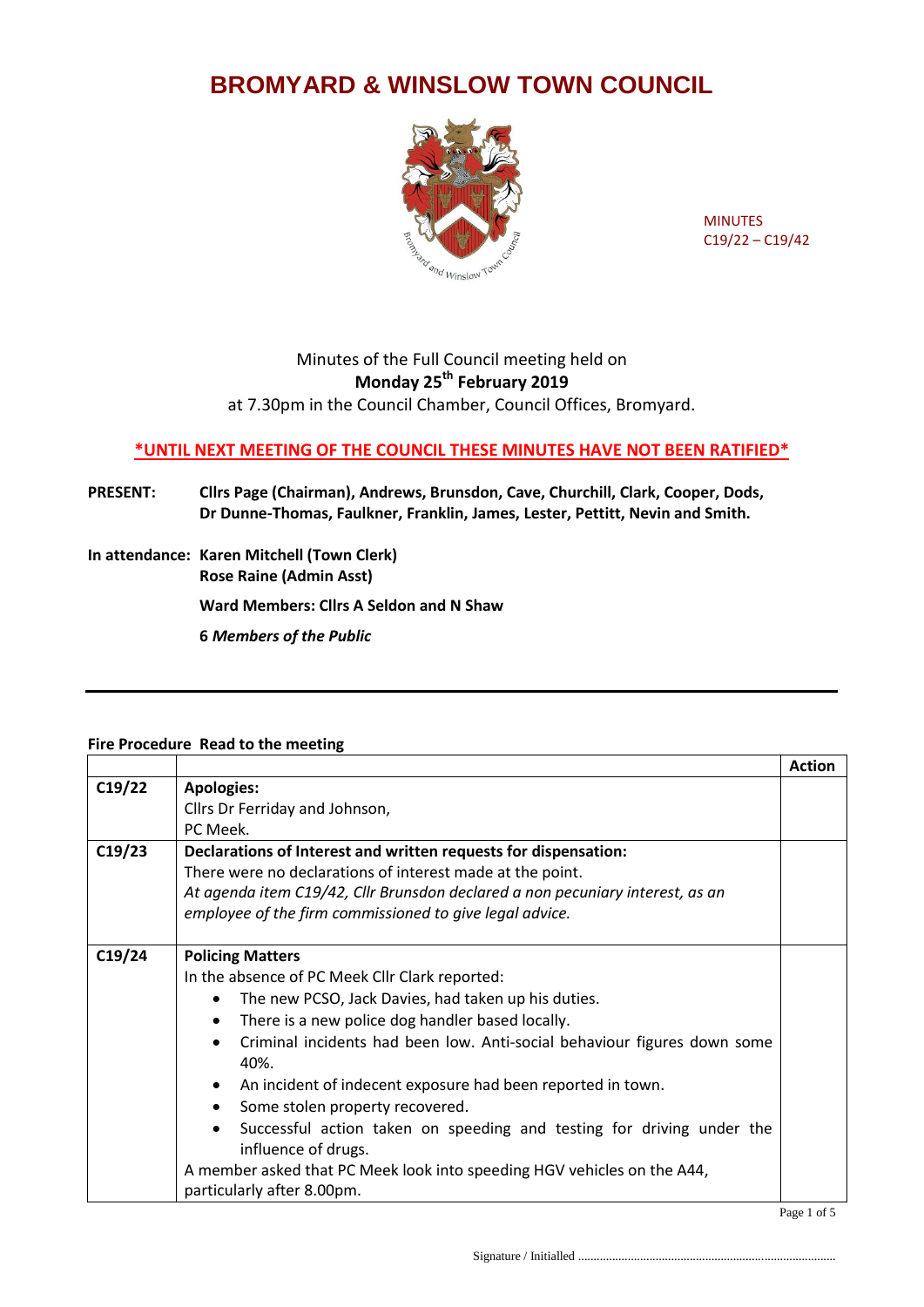# BROMYARD & WINSLOW TOWN COUNCIL

MINUTES
C19/22 – C19/42

Minutes of the Full Council meeting held on
**Monday 25th February 2019**
at 7.30pm in the Council Chamber, Council Offices, Bromyard.

**\*UNTIL NEXT MEETING OF THE COUNCIL THESE MINUTES HAVE NOT BEEN RATIFIED\***

**PRESENT:** **Cllrs Page (Chairman), Andrews, Brunsdon, Cave, Churchill, Clark, Cooper, Dods, Dr Dunne-Thomas, Faulkner, Franklin, James, Lester, Pettitt, Nevin and Smith.**

**In attendance:** **Karen Mitchell (Town Clerk)**
**Rose Raine (Admin Asst)**

**Ward Members: Cllrs A Seldon and N Shaw**

**6 *Members of the Public***

**Fire Procedure Read to the meeting**

| | | Action |
|---|---|---|
| C19/22 | **Apologies:**<br>Cllrs Dr Ferriday and Johnson,<br>PC Meek. | |
| C19/23 | **Declarations of Interest and written requests for dispensation:**<br>There were no declarations of interest made at the point.<br>*At agenda item C19/42, Cllr Brunsdon declared a non pecuniary interest, as an employee of the firm commissioned to give legal advice.* | |
| C19/24 | **Policing Matters**<br>In the absence of PC Meek Cllr Clark reported:<br>• The new PCSO, Jack Davies, had taken up his duties.<br>• There is a new police dog handler based locally.<br>• Criminal incidents had been low. Anti-social behaviour figures down some 40%.<br>• An incident of indecent exposure had been reported in town.<br>• Some stolen property recovered.<br>• Successful action taken on speeding and testing for driving under the influence of drugs.<br>A member asked that PC Meek look into speeding HGV vehicles on the A44, particularly after 8.00pm. | |

Signature / Initialled ..................................................................................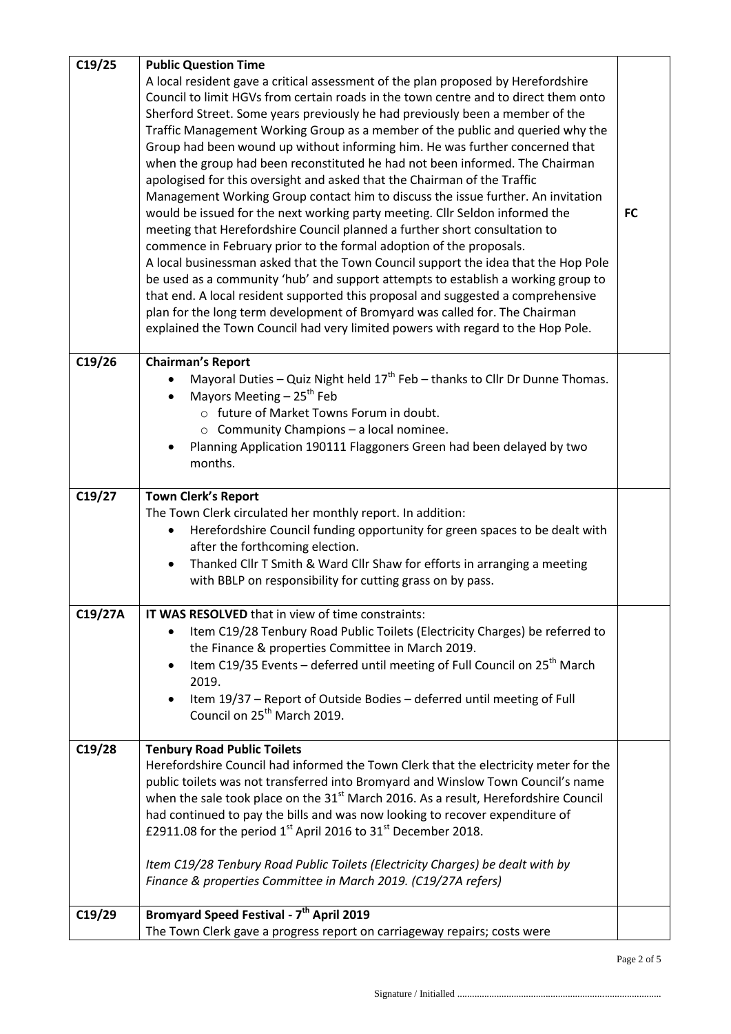| | | |
|---|---|---|
| C19/25 | **Public Question Time**<br>A local resident gave a critical assessment of the plan proposed by Herefordshire Council to limit HGVs from certain roads in the town centre and to direct them onto Sherford Street. Some years previously he had previously been a member of the Traffic Management Working Group as a member of the public and queried why the Group had been wound up without informing him. He was further concerned that when the group had been reconstituted he had not been informed. The Chairman apologised for this oversight and asked that the Chairman of the Traffic Management Working Group contact him to discuss the issue further. An invitation would be issued for the next working party meeting. Cllr Seldon informed the meeting that Herefordshire Council planned a further short consultation to commence in February prior to the formal adoption of the proposals.<br>A local businessman asked that the Town Council support the idea that the Hop Pole be used as a community 'hub' and support attempts to establish a working group to that end. A local resident supported this proposal and suggested a comprehensive plan for the long term development of Bromyard was called for. The Chairman explained the Town Council had very limited powers with regard to the Hop Pole. | **FC** |
| C19/26 | **Chairman's Report**<br>• Mayoral Duties – Quiz Night held 17th Feb – thanks to Cllr Dr Dunne Thomas.<br>• Mayors Meeting – 25th Feb<br>&nbsp;&nbsp;&nbsp;&nbsp;○ future of Market Towns Forum in doubt.<br>&nbsp;&nbsp;&nbsp;&nbsp;○ Community Champions – a local nominee.<br>• Planning Application 190111 Flaggoners Green had been delayed by two months. | |
| C19/27 | **Town Clerk's Report**<br>The Town Clerk circulated her monthly report. In addition:<br>• Herefordshire Council funding opportunity for green spaces to be dealt with after the forthcoming election.<br>• Thanked Cllr T Smith & Ward Cllr Shaw for efforts in arranging a meeting with BBLP on responsibility for cutting grass on by pass. | |
| C19/27A | **IT WAS RESOLVED** that in view of time constraints:<br>• Item C19/28 Tenbury Road Public Toilets (Electricity Charges) be referred to the Finance & properties Committee in March 2019.<br>• Item C19/35 Events – deferred until meeting of Full Council on 25th March 2019.<br>• Item 19/37 – Report of Outside Bodies – deferred until meeting of Full Council on 25th March 2019. | |
| C19/28 | **Tenbury Road Public Toilets**<br>Herefordshire Council had informed the Town Clerk that the electricity meter for the public toilets was not transferred into Bromyard and Winslow Town Council's name when the sale took place on the 31st March 2016. As a result, Herefordshire Council had continued to pay the bills and was now looking to recover expenditure of £2911.08 for the period 1st April 2016 to 31st December 2018.<br><br>*Item C19/28 Tenbury Road Public Toilets (Electricity Charges) be dealt with by Finance & properties Committee in March 2019. (C19/27A refers)* | |
| C19/29 | **Bromyard Speed Festival - 7th April 2019**<br>The Town Clerk gave a progress report on carriageway repairs; costs were | |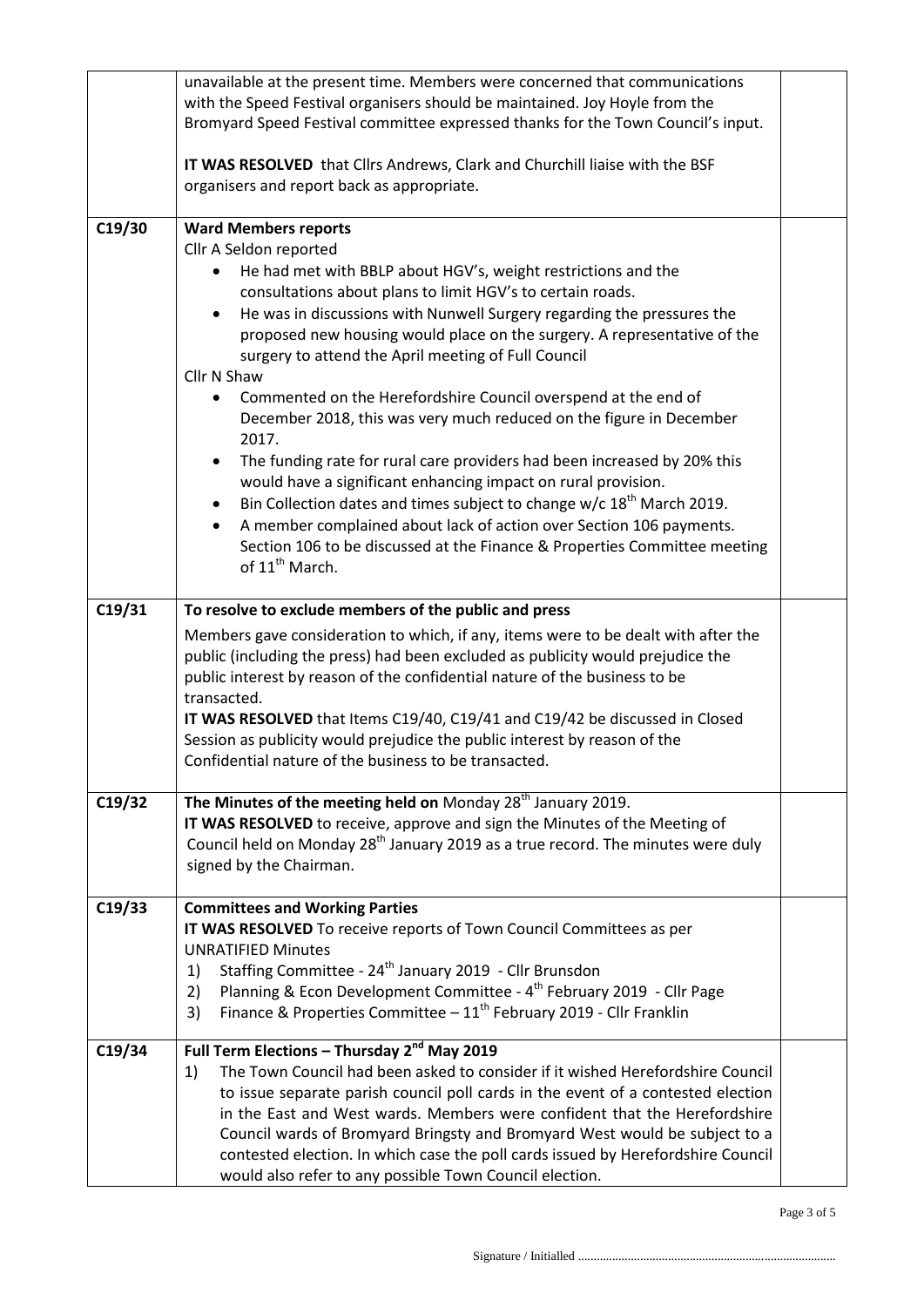| | | |
|---|---|---|
| | unavailable at the present time. Members were concerned that communications with the Speed Festival organisers should be maintained. Joy Hoyle from the Bromyard Speed Festival committee expressed thanks for the Town Council's input.<br><br>**IT WAS RESOLVED** that Cllrs Andrews, Clark and Churchill liaise with the BSF organisers and report back as appropriate. | |
| **C19/30** | **Ward Members reports**<br>Cllr A Seldon reported<br>• He had met with BBLP about HGV's, weight restrictions and the consultations about plans to limit HGV's to certain roads.<br>• He was in discussions with Nunwell Surgery regarding the pressures the proposed new housing would place on the surgery. A representative of the surgery to attend the April meeting of Full Council<br>Cllr N Shaw<br>• Commented on the Herefordshire Council overspend at the end of December 2018, this was very much reduced on the figure in December 2017.<br>• The funding rate for rural care providers had been increased by 20% this would have a significant enhancing impact on rural provision.<br>• Bin Collection dates and times subject to change w/c 18th March 2019.<br>• A member complained about lack of action over Section 106 payments. Section 106 to be discussed at the Finance & Properties Committee meeting of 11th March. | |
| **C19/31** | **To resolve to exclude members of the public and press**<br>Members gave consideration to which, if any, items were to be dealt with after the public (including the press) had been excluded as publicity would prejudice the public interest by reason of the confidential nature of the business to be transacted.<br>**IT WAS RESOLVED** that Items C19/40, C19/41 and C19/42 be discussed in Closed Session as publicity would prejudice the public interest by reason of the Confidential nature of the business to be transacted. | |
| **C19/32** | **The Minutes of the meeting held on** Monday 28th January 2019.<br>**IT WAS RESOLVED** to receive, approve and sign the Minutes of the Meeting of Council held on Monday 28th January 2019 as a true record. The minutes were duly signed by the Chairman. | |
| **C19/33** | **Committees and Working Parties**<br>**IT WAS RESOLVED** To receive reports of Town Council Committees as per UNRATIFIED Minutes<br>1) Staffing Committee - 24th January 2019 - Cllr Brunsdon<br>2) Planning & Econ Development Committee - 4th February 2019 - Cllr Page<br>3) Finance & Properties Committee – 11th February 2019 - Cllr Franklin | |
| **C19/34** | **Full Term Elections – Thursday 2nd May 2019**<br>1) The Town Council had been asked to consider if it wished Herefordshire Council to issue separate parish council poll cards in the event of a contested election in the East and West wards. Members were confident that the Herefordshire Council wards of Bromyard Bringsty and Bromyard West would be subject to a contested election. In which case the poll cards issued by Herefordshire Council would also refer to any possible Town Council election. | |

Signature / Initialled ..................................................................................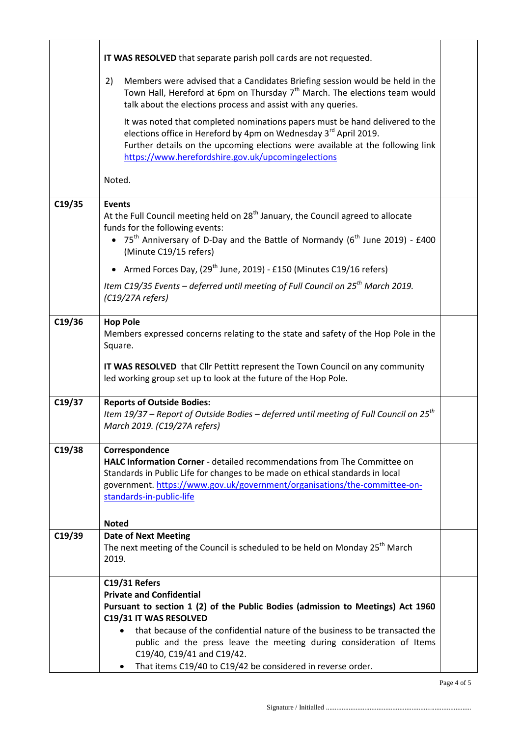| | | |
|---|---|---|
| | **IT WAS RESOLVED** that separate parish poll cards are not requested.<br><br>2) Members were advised that a Candidates Briefing session would be held in the Town Hall, Hereford at 6pm on Thursday 7th March. The elections team would talk about the elections process and assist with any queries.<br><br>It was noted that completed nominations papers must be hand delivered to the elections office in Hereford by 4pm on Wednesday 3rd April 2019. Further details on the upcoming elections were available at the following link https://www.herefordshire.gov.uk/upcomingelections<br><br>Noted. | |
| **C19/35** | **Events**<br>At the Full Council meeting held on 28th January, the Council agreed to allocate funds for the following events:<br>• 75th Anniversary of D-Day and the Battle of Normandy (6th June 2019) - £400 (Minute C19/15 refers)<br>• Armed Forces Day, (29th June, 2019) - £150 (Minutes C19/16 refers)<br><br>*Item C19/35 Events – deferred until meeting of Full Council on 25th March 2019. (C19/27A refers)* | |
| **C19/36** | **Hop Pole**<br>Members expressed concerns relating to the state and safety of the Hop Pole in the Square.<br><br>**IT WAS RESOLVED** that Cllr Pettitt represent the Town Council on any community led working group set up to look at the future of the Hop Pole. | |
| **C19/37** | **Reports of Outside Bodies:**<br>*Item 19/37 – Report of Outside Bodies – deferred until meeting of Full Council on 25th March 2019. (C19/27A refers)* | |
| **C19/38** | **Correspondence**<br>**HALC Information Corner** - detailed recommendations from The Committee on Standards in Public Life for changes to be made on ethical standards in local government. https://www.gov.uk/government/organisations/the-committee-on-standards-in-public-life<br><br>**Noted** | |
| **C19/39** | **Date of Next Meeting**<br>The next meeting of the Council is scheduled to be held on Monday 25th March 2019. | |
| | **C19/31 Refers**<br>**Private and Confidential**<br>**Pursuant to section 1 (2) of the Public Bodies (admission to Meetings) Act 1960**<br>**C19/31 IT WAS RESOLVED**<br>• that because of the confidential nature of the business to be transacted the public and the press leave the meeting during consideration of Items C19/40, C19/41 and C19/42.<br>• That items C19/40 to C19/42 be considered in reverse order. | |

Signature / Initialled ..................................................................................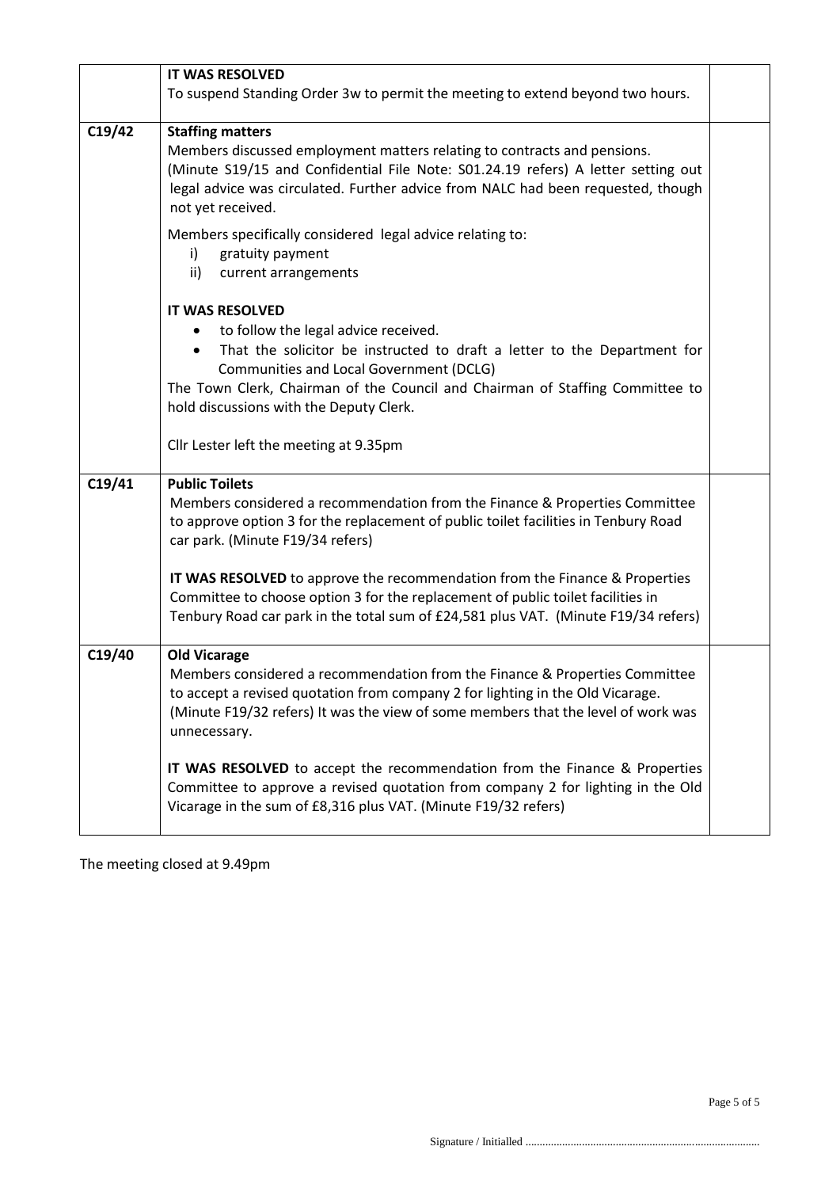| | | |
|---|---|---|
| | **IT WAS RESOLVED**<br>To suspend Standing Order 3w to permit the meeting to extend beyond two hours. | |
| **C19/42** | **Staffing matters**<br>Members discussed employment matters relating to contracts and pensions. (Minute S19/15 and Confidential File Note: S01.24.19 refers) A letter setting out legal advice was circulated. Further advice from NALC had been requested, though not yet received.<br><br>Members specifically considered legal advice relating to:<br>i) gratuity payment<br>ii) current arrangements<br><br>**IT WAS RESOLVED**<br>• to follow the legal advice received.<br>• That the solicitor be instructed to draft a letter to the Department for Communities and Local Government (DCLG)<br>The Town Clerk, Chairman of the Council and Chairman of Staffing Committee to hold discussions with the Deputy Clerk.<br><br>Cllr Lester left the meeting at 9.35pm | |
| **C19/41** | **Public Toilets**<br>Members considered a recommendation from the Finance & Properties Committee to approve option 3 for the replacement of public toilet facilities in Tenbury Road car park. (Minute F19/34 refers)<br><br>**IT WAS RESOLVED** to approve the recommendation from the Finance & Properties Committee to choose option 3 for the replacement of public toilet facilities in Tenbury Road car park in the total sum of £24,581 plus VAT. (Minute F19/34 refers) | |
| **C19/40** | **Old Vicarage**<br>Members considered a recommendation from the Finance & Properties Committee to accept a revised quotation from company 2 for lighting in the Old Vicarage. (Minute F19/32 refers) It was the view of some members that the level of work was unnecessary.<br><br>**IT WAS RESOLVED** to accept the recommendation from the Finance & Properties Committee to approve a revised quotation from company 2 for lighting in the Old Vicarage in the sum of £8,316 plus VAT. (Minute F19/32 refers) | |

The meeting closed at 9.49pm

Signature / Initialled ..................................................................................